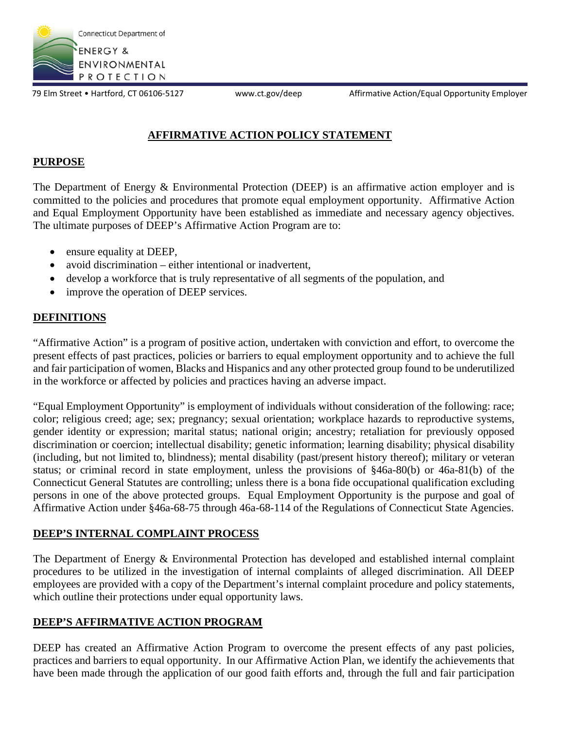Connecticut Department of
ENERGY & ENVIRONMENTAL PROTECTION

79 Elm Street • Hartford, CT 06106-5127 www.ct.gov/deep Affirmative Action/Equal Opportunity Employer

# AFFIRMATIVE ACTION POLICY STATEMENT

## PURPOSE

The Department of Energy & Environmental Protection (DEEP) is an affirmative action employer and is committed to the policies and procedures that promote equal employment opportunity. Affirmative Action and Equal Employment Opportunity have been established as immediate and necessary agency objectives. The ultimate purposes of DEEP's Affirmative Action Program are to:

- ensure equality at DEEP,
- avoid discrimination – either intentional or inadvertent,
- develop a workforce that is truly representative of all segments of the population, and
- improve the operation of DEEP services.

## DEFINITIONS

"Affirmative Action" is a program of positive action, undertaken with conviction and effort, to overcome the present effects of past practices, policies or barriers to equal employment opportunity and to achieve the full and fair participation of women, Blacks and Hispanics and any other protected group found to be underutilized in the workforce or affected by policies and practices having an adverse impact.

"Equal Employment Opportunity" is employment of individuals without consideration of the following: race; color; religious creed; age; sex; pregnancy; sexual orientation; workplace hazards to reproductive systems, gender identity or expression; marital status; national origin; ancestry; retaliation for previously opposed discrimination or coercion; intellectual disability; genetic information; learning disability; physical disability (including, but not limited to, blindness); mental disability (past/present history thereof); military or veteran status; or criminal record in state employment, unless the provisions of §46a-80(b) or 46a-81(b) of the Connecticut General Statutes are controlling; unless there is a bona fide occupational qualification excluding persons in one of the above protected groups. Equal Employment Opportunity is the purpose and goal of Affirmative Action under §46a-68-75 through 46a-68-114 of the Regulations of Connecticut State Agencies.

## DEEP'S INTERNAL COMPLAINT PROCESS

The Department of Energy & Environmental Protection has developed and established internal complaint procedures to be utilized in the investigation of internal complaints of alleged discrimination. All DEEP employees are provided with a copy of the Department's internal complaint procedure and policy statements, which outline their protections under equal opportunity laws.

## DEEP'S AFFIRMATIVE ACTION PROGRAM

DEEP has created an Affirmative Action Program to overcome the present effects of any past policies, practices and barriers to equal opportunity. In our Affirmative Action Plan, we identify the achievements that have been made through the application of our good faith efforts and, through the full and fair participation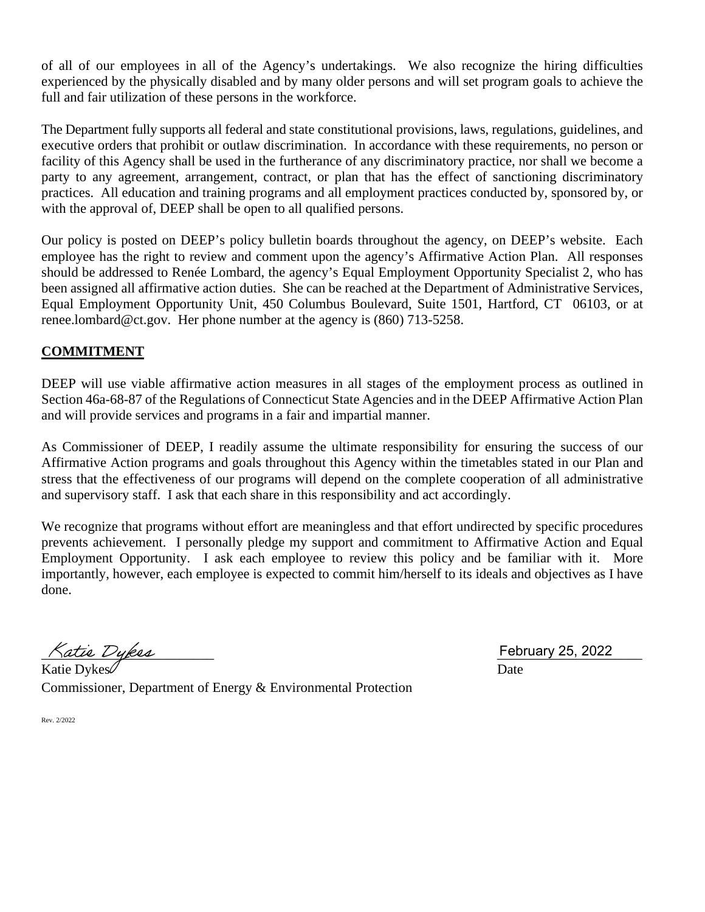of all of our employees in all of the Agency's undertakings. We also recognize the hiring difficulties experienced by the physically disabled and by many older persons and will set program goals to achieve the full and fair utilization of these persons in the workforce.

The Department fully supports all federal and state constitutional provisions, laws, regulations, guidelines, and executive orders that prohibit or outlaw discrimination. In accordance with these requirements, no person or facility of this Agency shall be used in the furtherance of any discriminatory practice, nor shall we become a party to any agreement, arrangement, contract, or plan that has the effect of sanctioning discriminatory practices. All education and training programs and all employment practices conducted by, sponsored by, or with the approval of, DEEP shall be open to all qualified persons.

Our policy is posted on DEEP's policy bulletin boards throughout the agency, on DEEP's website. Each employee has the right to review and comment upon the agency's Affirmative Action Plan. All responses should be addressed to Renée Lombard, the agency's Equal Employment Opportunity Specialist 2, who has been assigned all affirmative action duties. She can be reached at the Department of Administrative Services, Equal Employment Opportunity Unit, 450 Columbus Boulevard, Suite 1501, Hartford, CT 06103, or at renee.lombard@ct.gov. Her phone number at the agency is (860) 713-5258.

## COMMITMENT

DEEP will use viable affirmative action measures in all stages of the employment process as outlined in Section 46a-68-87 of the Regulations of Connecticut State Agencies and in the DEEP Affirmative Action Plan and will provide services and programs in a fair and impartial manner.

As Commissioner of DEEP, I readily assume the ultimate responsibility for ensuring the success of our Affirmative Action programs and goals throughout this Agency within the timetables stated in our Plan and stress that the effectiveness of our programs will depend on the complete cooperation of all administrative and supervisory staff. I ask that each share in this responsibility and act accordingly.

We recognize that programs without effort are meaningless and that effort undirected by specific procedures prevents achievement. I personally pledge my support and commitment to Affirmative Action and Equal Employment Opportunity. I ask each employee to review this policy and be familiar with it. More importantly, however, each employee is expected to commit him/herself to its ideals and objectives as I have done.

Katie Dykes — February 25, 2022

Katie Dykes — Date

Commissioner, Department of Energy & Environmental Protection

Rev. 2/2022